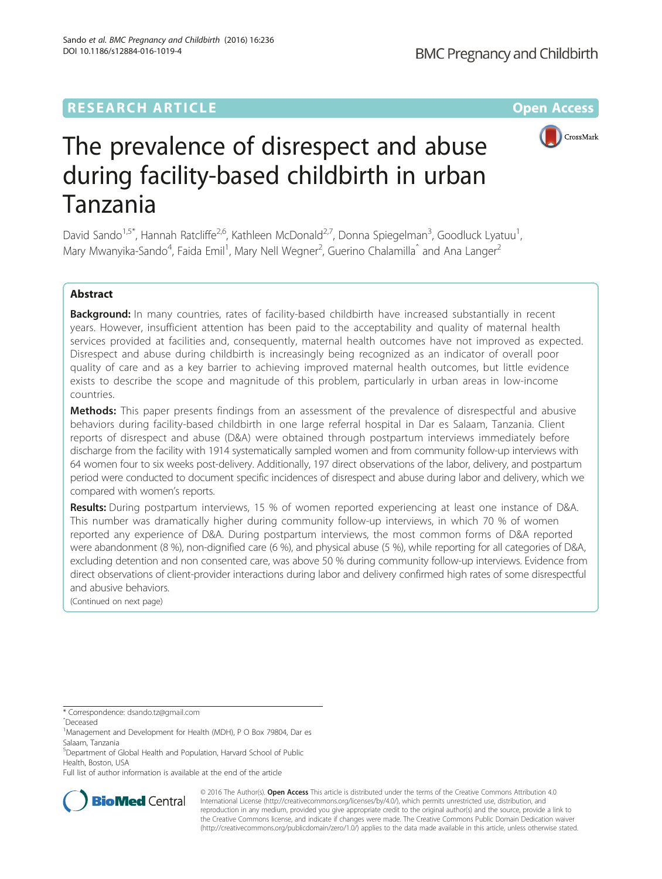RESEARCH ARTICLE

Open Access

# The prevalence of disrespect and abuse during facility-based childbirth in urban Tanzania

David Sando[1,5*], Hannah Ratcliffe[2,6], Kathleen McDonald[2,7], Donna Spiegelman[3], Goodluck Lyatuu[1], Mary Mwanyika-Sando[4], Faida Emil[1], Mary Nell Wegner[2], Guerino Chalamilla[^] and Ana Langer[2]

## Abstract

**Background:** In many countries, rates of facility-based childbirth have increased substantially in recent years. However, insufficient attention has been paid to the acceptability and quality of maternal health services provided at facilities and, consequently, maternal health outcomes have not improved as expected. Disrespect and abuse during childbirth is increasingly being recognized as an indicator of overall poor quality of care and as a key barrier to achieving improved maternal health outcomes, but little evidence exists to describe the scope and magnitude of this problem, particularly in urban areas in low-income countries.

**Methods:** This paper presents findings from an assessment of the prevalence of disrespectful and abusive behaviors during facility-based childbirth in one large referral hospital in Dar es Salaam, Tanzania. Client reports of disrespect and abuse (D&A) were obtained through postpartum interviews immediately before discharge from the facility with 1914 systematically sampled women and from community follow-up interviews with 64 women four to six weeks post-delivery. Additionally, 197 direct observations of the labor, delivery, and postpartum period were conducted to document specific incidences of disrespect and abuse during labor and delivery, which we compared with women's reports.

**Results:** During postpartum interviews, 15 % of women reported experiencing at least one instance of D&A. This number was dramatically higher during community follow-up interviews, in which 70 % of women reported any experience of D&A. During postpartum interviews, the most common forms of D&A reported were abandonment (8 %), non-dignified care (6 %), and physical abuse (5 %), while reporting for all categories of D&A, excluding detention and non consented care, was above 50 % during community follow-up interviews. Evidence from direct observations of client-provider interactions during labor and delivery confirmed high rates of some disrespectful and abusive behaviors.

(Continued on next page)

\* Correspondence: dsando.tz@gmail.com

^Deceased

[1]Management and Development for Health (MDH), P O Box 79804, Dar es Salaam, Tanzania

[5]Department of Global Health and Population, Harvard School of Public Health, Boston, USA

Full list of author information is available at the end of the article

© 2016 The Author(s). **Open Access** This article is distributed under the terms of the Creative Commons Attribution 4.0 International License (http://creativecommons.org/licenses/by/4.0/), which permits unrestricted use, distribution, and reproduction in any medium, provided you give appropriate credit to the original author(s) and the source, provide a link to the Creative Commons license, and indicate if changes were made. The Creative Commons Public Domain Dedication waiver (http://creativecommons.org/publicdomain/zero/1.0/) applies to the data made available in this article, unless otherwise stated.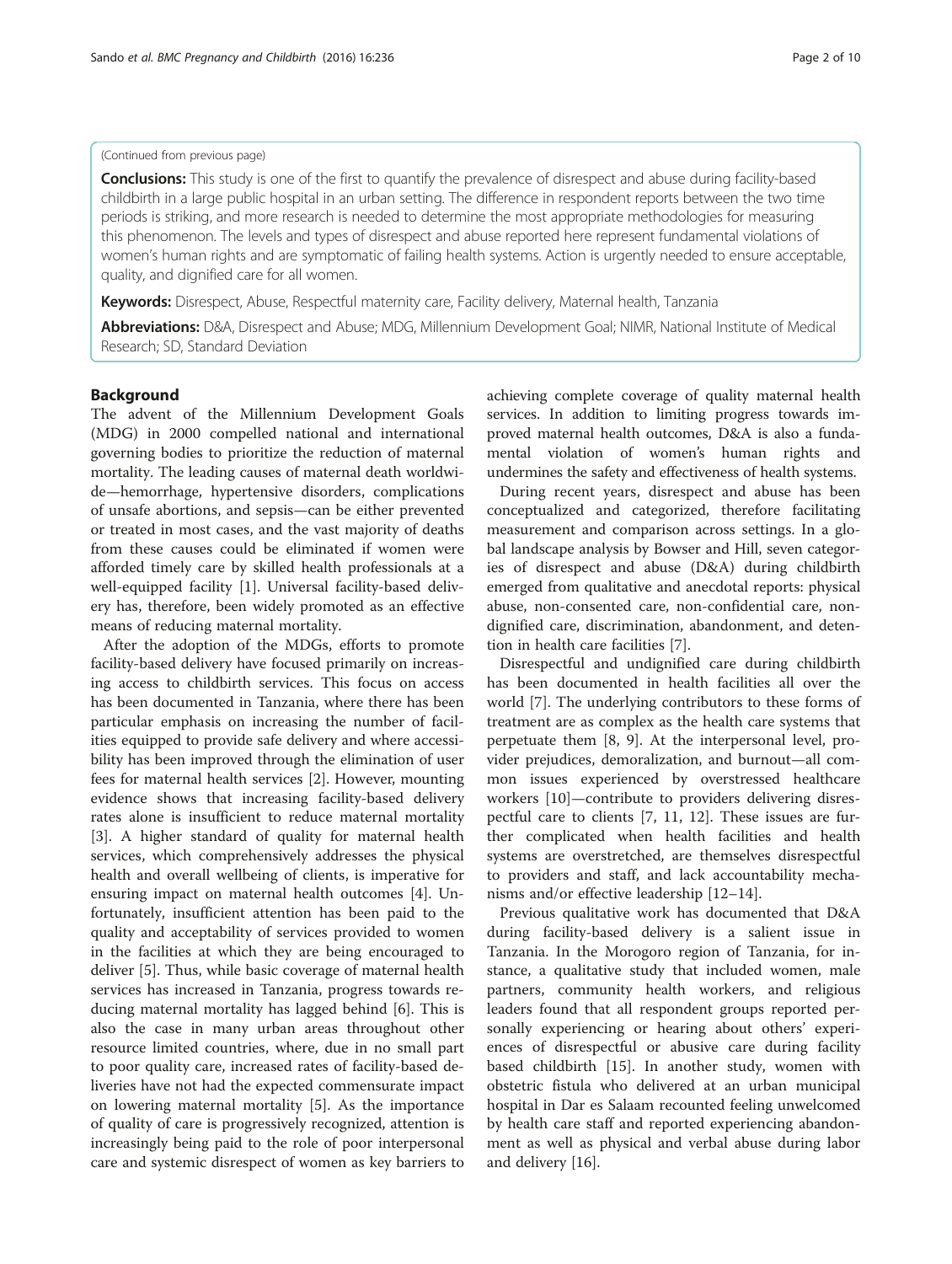(Continued from previous page)

**Conclusions:** This study is one of the first to quantify the prevalence of disrespect and abuse during facility-based childbirth in a large public hospital in an urban setting. The difference in respondent reports between the two time periods is striking, and more research is needed to determine the most appropriate methodologies for measuring this phenomenon. The levels and types of disrespect and abuse reported here represent fundamental violations of women's human rights and are symptomatic of failing health systems. Action is urgently needed to ensure acceptable, quality, and dignified care for all women.

**Keywords:** Disrespect, Abuse, Respectful maternity care, Facility delivery, Maternal health, Tanzania

**Abbreviations:** D&A, Disrespect and Abuse; MDG, Millennium Development Goal; NIMR, National Institute of Medical Research; SD, Standard Deviation

## Background

The advent of the Millennium Development Goals (MDG) in 2000 compelled national and international governing bodies to prioritize the reduction of maternal mortality. The leading causes of maternal death worldwide—hemorrhage, hypertensive disorders, complications of unsafe abortions, and sepsis—can be either prevented or treated in most cases, and the vast majority of deaths from these causes could be eliminated if women were afforded timely care by skilled health professionals at a well-equipped facility [1]. Universal facility-based delivery has, therefore, been widely promoted as an effective means of reducing maternal mortality.

After the adoption of the MDGs, efforts to promote facility-based delivery have focused primarily on increasing access to childbirth services. This focus on access has been documented in Tanzania, where there has been particular emphasis on increasing the number of facilities equipped to provide safe delivery and where accessibility has been improved through the elimination of user fees for maternal health services [2]. However, mounting evidence shows that increasing facility-based delivery rates alone is insufficient to reduce maternal mortality [3]. A higher standard of quality for maternal health services, which comprehensively addresses the physical health and overall wellbeing of clients, is imperative for ensuring impact on maternal health outcomes [4]. Unfortunately, insufficient attention has been paid to the quality and acceptability of services provided to women in the facilities at which they are being encouraged to deliver [5]. Thus, while basic coverage of maternal health services has increased in Tanzania, progress towards reducing maternal mortality has lagged behind [6]. This is also the case in many urban areas throughout other resource limited countries, where, due in no small part to poor quality care, increased rates of facility-based deliveries have not had the expected commensurate impact on lowering maternal mortality [5]. As the importance of quality of care is progressively recognized, attention is increasingly being paid to the role of poor interpersonal care and systemic disrespect of women as key barriers to achieving complete coverage of quality maternal health services. In addition to limiting progress towards improved maternal health outcomes, D&A is also a fundamental violation of women's human rights and undermines the safety and effectiveness of health systems.

During recent years, disrespect and abuse has been conceptualized and categorized, therefore facilitating measurement and comparison across settings. In a global landscape analysis by Bowser and Hill, seven categories of disrespect and abuse (D&A) during childbirth emerged from qualitative and anecdotal reports: physical abuse, non-consented care, non-confidential care, non-dignified care, discrimination, abandonment, and detention in health care facilities [7].

Disrespectful and undignified care during childbirth has been documented in health facilities all over the world [7]. The underlying contributors to these forms of treatment are as complex as the health care systems that perpetuate them [8, 9]. At the interpersonal level, provider prejudices, demoralization, and burnout—all common issues experienced by overstressed healthcare workers [10]—contribute to providers delivering disrespectful care to clients [7, 11, 12]. These issues are further complicated when health facilities and health systems are overstretched, are themselves disrespectful to providers and staff, and lack accountability mechanisms and/or effective leadership [12–14].

Previous qualitative work has documented that D&A during facility-based delivery is a salient issue in Tanzania. In the Morogoro region of Tanzania, for instance, a qualitative study that included women, male partners, community health workers, and religious leaders found that all respondent groups reported personally experiencing or hearing about others' experiences of disrespectful or abusive care during facility based childbirth [15]. In another study, women with obstetric fistula who delivered at an urban municipal hospital in Dar es Salaam recounted feeling unwelcomed by health care staff and reported experiencing abandonment as well as physical and verbal abuse during labor and delivery [16].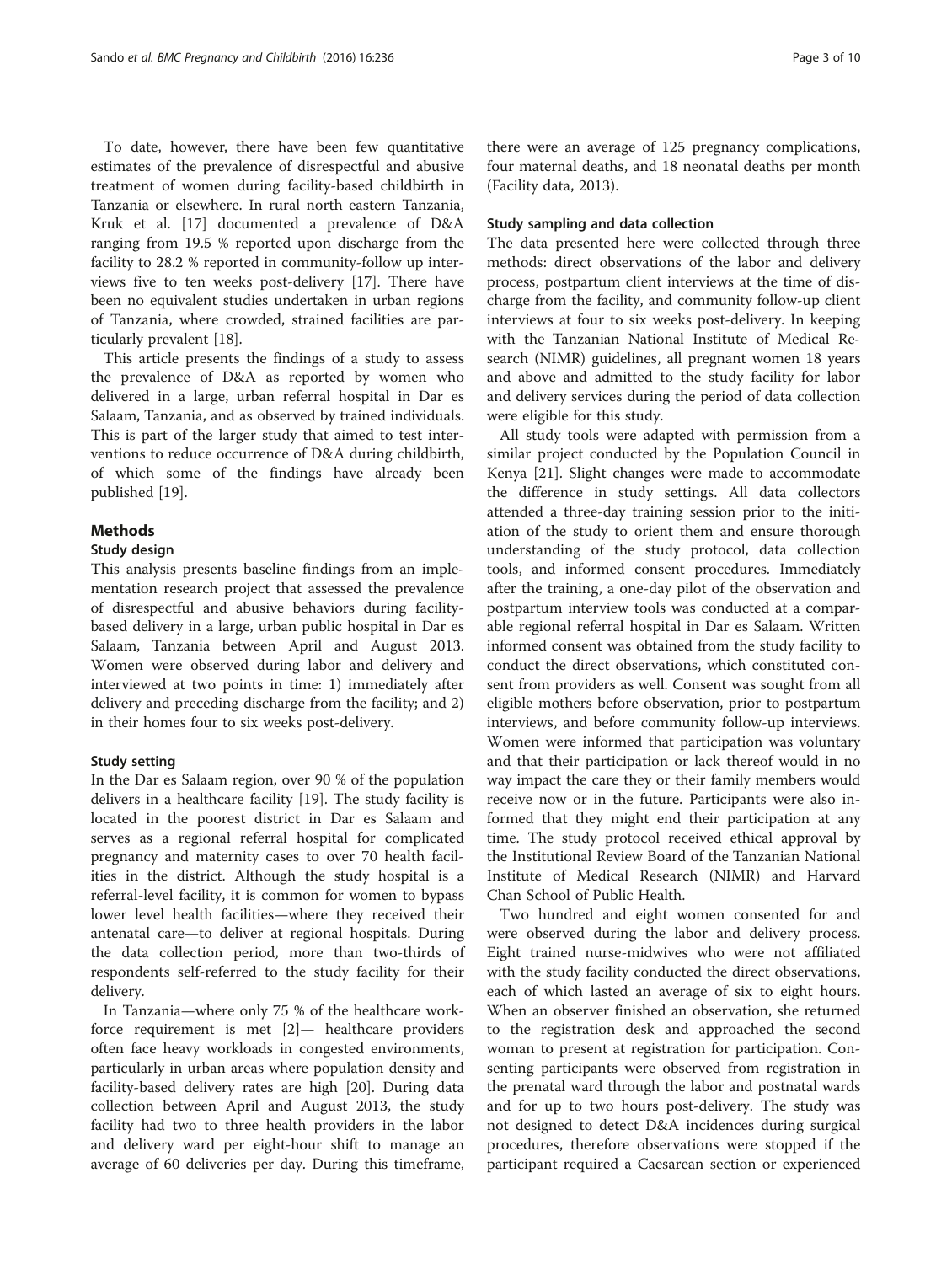To date, however, there have been few quantitative estimates of the prevalence of disrespectful and abusive treatment of women during facility-based childbirth in Tanzania or elsewhere. In rural north eastern Tanzania, Kruk et al. [17] documented a prevalence of D&A ranging from 19.5 % reported upon discharge from the facility to 28.2 % reported in community-follow up interviews five to ten weeks post-delivery [17]. There have been no equivalent studies undertaken in urban regions of Tanzania, where crowded, strained facilities are particularly prevalent [18].

This article presents the findings of a study to assess the prevalence of D&A as reported by women who delivered in a large, urban referral hospital in Dar es Salaam, Tanzania, and as observed by trained individuals. This is part of the larger study that aimed to test interventions to reduce occurrence of D&A during childbirth, of which some of the findings have already been published [19].

## Methods

### Study design

This analysis presents baseline findings from an implementation research project that assessed the prevalence of disrespectful and abusive behaviors during facility-based delivery in a large, urban public hospital in Dar es Salaam, Tanzania between April and August 2013. Women were observed during labor and delivery and interviewed at two points in time: 1) immediately after delivery and preceding discharge from the facility; and 2) in their homes four to six weeks post-delivery.

### Study setting

In the Dar es Salaam region, over 90 % of the population delivers in a healthcare facility [19]. The study facility is located in the poorest district in Dar es Salaam and serves as a regional referral hospital for complicated pregnancy and maternity cases to over 70 health facilities in the district. Although the study hospital is a referral-level facility, it is common for women to bypass lower level health facilities—where they received their antenatal care—to deliver at regional hospitals. During the data collection period, more than two-thirds of respondents self-referred to the study facility for their delivery.

In Tanzania—where only 75 % of the healthcare workforce requirement is met [2]— healthcare providers often face heavy workloads in congested environments, particularly in urban areas where population density and facility-based delivery rates are high [20]. During data collection between April and August 2013, the study facility had two to three health providers in the labor and delivery ward per eight-hour shift to manage an average of 60 deliveries per day. During this timeframe, there were an average of 125 pregnancy complications, four maternal deaths, and 18 neonatal deaths per month (Facility data, 2013).

### Study sampling and data collection

The data presented here were collected through three methods: direct observations of the labor and delivery process, postpartum client interviews at the time of discharge from the facility, and community follow-up client interviews at four to six weeks post-delivery. In keeping with the Tanzanian National Institute of Medical Research (NIMR) guidelines, all pregnant women 18 years and above and admitted to the study facility for labor and delivery services during the period of data collection were eligible for this study.

All study tools were adapted with permission from a similar project conducted by the Population Council in Kenya [21]. Slight changes were made to accommodate the difference in study settings. All data collectors attended a three-day training session prior to the initiation of the study to orient them and ensure thorough understanding of the study protocol, data collection tools, and informed consent procedures. Immediately after the training, a one-day pilot of the observation and postpartum interview tools was conducted at a comparable regional referral hospital in Dar es Salaam. Written informed consent was obtained from the study facility to conduct the direct observations, which constituted consent from providers as well. Consent was sought from all eligible mothers before observation, prior to postpartum interviews, and before community follow-up interviews. Women were informed that participation was voluntary and that their participation or lack thereof would in no way impact the care they or their family members would receive now or in the future. Participants were also informed that they might end their participation at any time. The study protocol received ethical approval by the Institutional Review Board of the Tanzanian National Institute of Medical Research (NIMR) and Harvard Chan School of Public Health.

Two hundred and eight women consented for and were observed during the labor and delivery process. Eight trained nurse-midwives who were not affiliated with the study facility conducted the direct observations, each of which lasted an average of six to eight hours. When an observer finished an observation, she returned to the registration desk and approached the second woman to present at registration for participation. Consenting participants were observed from registration in the prenatal ward through the labor and postnatal wards and for up to two hours post-delivery. The study was not designed to detect D&A incidences during surgical procedures, therefore observations were stopped if the participant required a Caesarean section or experienced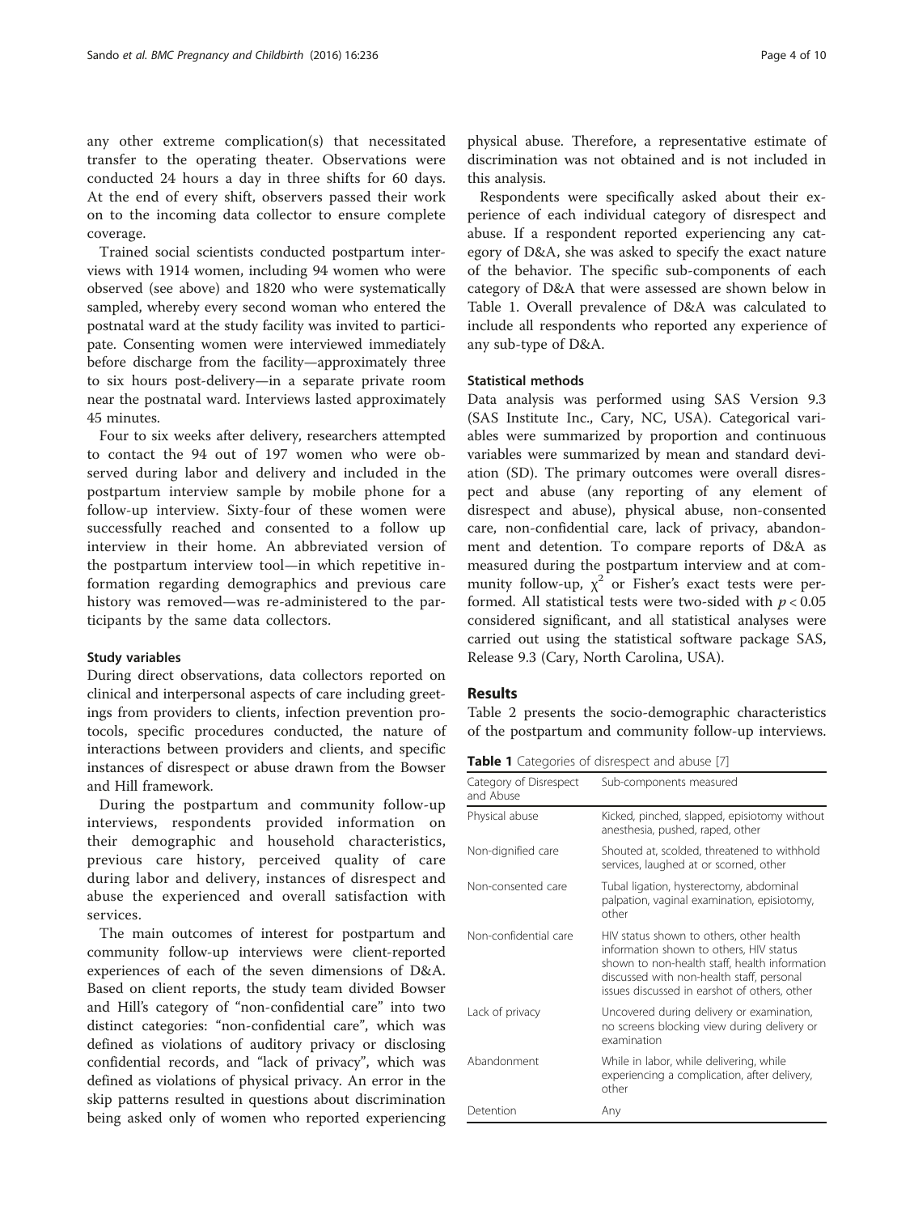any other extreme complication(s) that necessitated transfer to the operating theater. Observations were conducted 24 hours a day in three shifts for 60 days. At the end of every shift, observers passed their work on to the incoming data collector to ensure complete coverage.

Trained social scientists conducted postpartum interviews with 1914 women, including 94 women who were observed (see above) and 1820 who were systematically sampled, whereby every second woman who entered the postnatal ward at the study facility was invited to participate. Consenting women were interviewed immediately before discharge from the facility—approximately three to six hours post-delivery—in a separate private room near the postnatal ward. Interviews lasted approximately 45 minutes.

Four to six weeks after delivery, researchers attempted to contact the 94 out of 197 women who were observed during labor and delivery and included in the postpartum interview sample by mobile phone for a follow-up interview. Sixty-four of these women were successfully reached and consented to a follow up interview in their home. An abbreviated version of the postpartum interview tool—in which repetitive information regarding demographics and previous care history was removed—was re-administered to the participants by the same data collectors.

### Study variables

During direct observations, data collectors reported on clinical and interpersonal aspects of care including greetings from providers to clients, infection prevention protocols, specific procedures conducted, the nature of interactions between providers and clients, and specific instances of disrespect or abuse drawn from the Bowser and Hill framework.

During the postpartum and community follow-up interviews, respondents provided information on their demographic and household characteristics, previous care history, perceived quality of care during labor and delivery, instances of disrespect and abuse the experienced and overall satisfaction with services.

The main outcomes of interest for postpartum and community follow-up interviews were client-reported experiences of each of the seven dimensions of D&A. Based on client reports, the study team divided Bowser and Hill's category of "non-confidential care" into two distinct categories: "non-confidential care", which was defined as violations of auditory privacy or disclosing confidential records, and "lack of privacy", which was defined as violations of physical privacy. An error in the skip patterns resulted in questions about discrimination being asked only of women who reported experiencing physical abuse. Therefore, a representative estimate of discrimination was not obtained and is not included in this analysis.

Respondents were specifically asked about their experience of each individual category of disrespect and abuse. If a respondent reported experiencing any category of D&A, she was asked to specify the exact nature of the behavior. The specific sub-components of each category of D&A that were assessed are shown below in Table 1. Overall prevalence of D&A was calculated to include all respondents who reported any experience of any sub-type of D&A.

### Statistical methods

Data analysis was performed using SAS Version 9.3 (SAS Institute Inc., Cary, NC, USA). Categorical variables were summarized by proportion and continuous variables were summarized by mean and standard deviation (SD). The primary outcomes were overall disrespect and abuse (any reporting of any element of disrespect and abuse), physical abuse, non-consented care, non-confidential care, lack of privacy, abandonment and detention. To compare reports of D&A as measured during the postpartum interview and at community follow-up, $\chi^2$ or Fisher's exact tests were performed. All statistical tests were two-sided with $p < 0.05$ considered significant, and all statistical analyses were carried out using the statistical software package SAS, Release 9.3 (Cary, North Carolina, USA).

## Results

Table 2 presents the socio-demographic characteristics of the postpartum and community follow-up interviews.

**Table 1** Categories of disrespect and abuse [7]

| Category of Disrespect and Abuse | Sub-components measured |
|---|---|
| Physical abuse | Kicked, pinched, slapped, episiotomy without anesthesia, pushed, raped, other |
| Non-dignified care | Shouted at, scolded, threatened to withhold services, laughed at or scorned, other |
| Non-consented care | Tubal ligation, hysterectomy, abdominal palpation, vaginal examination, episiotomy, other |
| Non-confidential care | HIV status shown to others, other health information shown to others, HIV status shown to non-health staff, health information discussed with non-health staff, personal issues discussed in earshot of others, other |
| Lack of privacy | Uncovered during delivery or examination, no screens blocking view during delivery or examination |
| Abandonment | While in labor, while delivering, while experiencing a complication, after delivery, other |
| Detention | Any |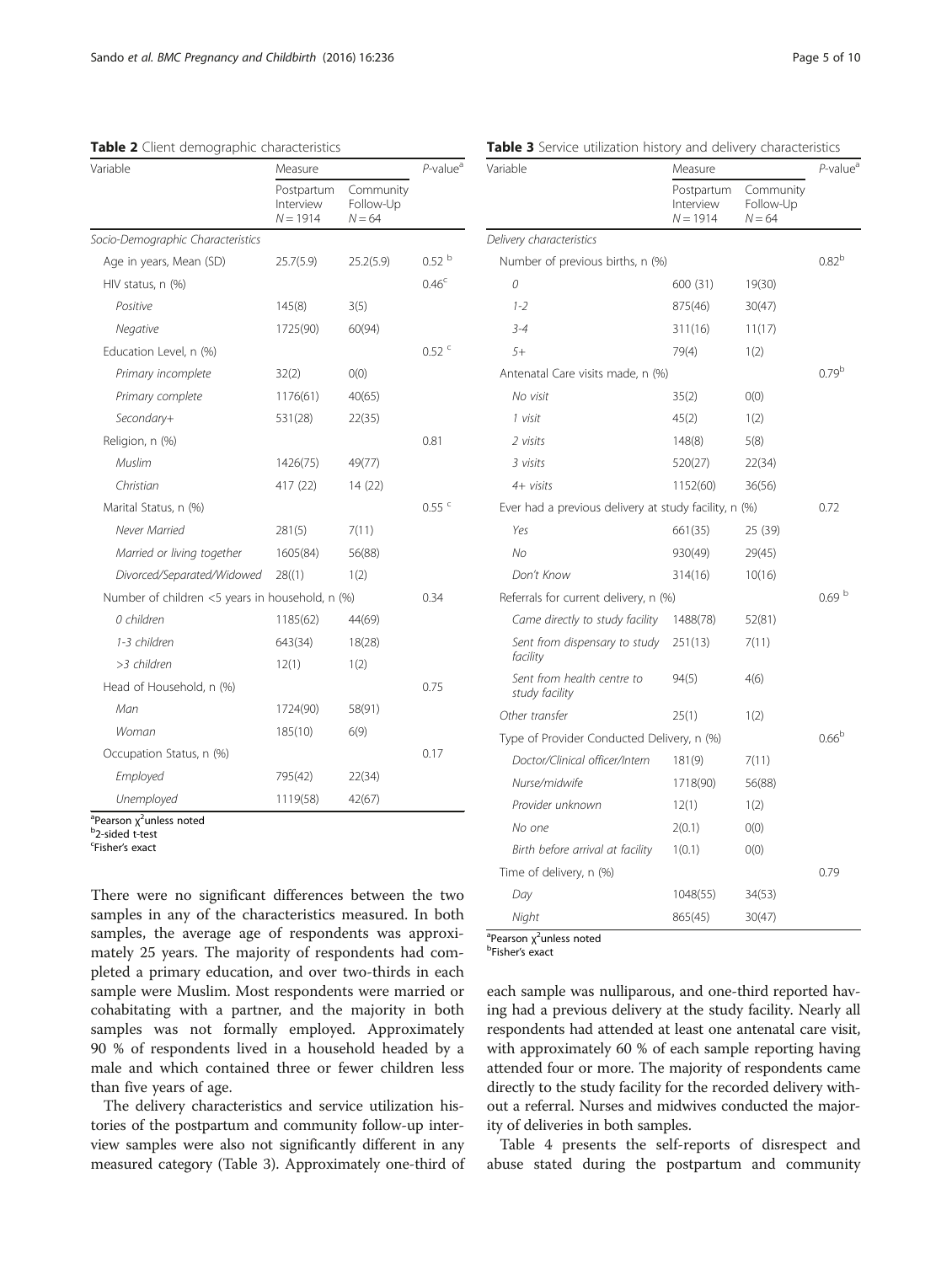**Table 2** Client demographic characteristics

| Variable | Measure | | P-value[a] |
|---|---|---|---|
| | Postpartum Interview N = 1914 | Community Follow-Up N = 64 | |
| *Socio-Demographic Characteristics* | | | |
| Age in years, Mean (SD) | 25.7(5.9) | 25.2(5.9) | 0.52 [b] |
| HIV status, n (%) | | | 0.46[c] |
| *Positive* | 145(8) | 3(5) | |
| *Negative* | 1725(90) | 60(94) | |
| Education Level, n (%) | | | 0.52 [c] |
| *Primary incomplete* | 32(2) | 0(0) | |
| *Primary complete* | 1176(61) | 40(65) | |
| *Secondary+* | 531(28) | 22(35) | |
| Religion, n (%) | | | 0.81 |
| *Muslim* | 1426(75) | 49(77) | |
| *Christian* | 417 (22) | 14 (22) | |
| Marital Status, n (%) | | | 0.55 [c] |
| *Never Married* | 281(5) | 7(11) | |
| *Married or living together* | 1605(84) | 56(88) | |
| *Divorced/Separated/Widowed* | 28((1) | 1(2) | |
| Number of children <5 years in household, n (%) | | | 0.34 |
| *0 children* | 1185(62) | 44(69) | |
| *1-3 children* | 643(34) | 18(28) | |
| *>3 children* | 12(1) | 1(2) | |
| Head of Household, n (%) | | | 0.75 |
| *Man* | 1724(90) | 58(91) | |
| *Woman* | 185(10) | 6(9) | |
| Occupation Status, n (%) | | | 0.17 |
| *Employed* | 795(42) | 22(34) | |
| *Unemployed* | 1119(58) | 42(67) | |

[a]Pearson $\chi^2$unless noted
[b]2-sided t-test
[c]Fisher's exact

There were no significant differences between the two samples in any of the characteristics measured. In both samples, the average age of respondents was approximately 25 years. The majority of respondents had completed a primary education, and over two-thirds in each sample were Muslim. Most respondents were married or cohabitating with a partner, and the majority in both samples was not formally employed. Approximately 90 % of respondents lived in a household headed by a male and which contained three or fewer children less than five years of age.

The delivery characteristics and service utilization histories of the postpartum and community follow-up interview samples were also not significantly different in any measured category (Table 3). Approximately one-third of each sample was nulliparous, and one-third reported having had a previous delivery at the study facility. Nearly all respondents had attended at least one antenatal care visit, with approximately 60 % of each sample reporting having attended four or more. The majority of respondents came directly to the study facility for the recorded delivery without a referral. Nurses and midwives conducted the majority of deliveries in both samples.

**Table 3** Service utilization history and delivery characteristics

| Variable | Measure | | P-value[a] |
|---|---|---|---|
| | Postpartum Interview N = 1914 | Community Follow-Up N = 64 | |
| *Delivery characteristics* | | | |
| Number of previous births, n (%) | | | 0.82[b] |
| *0* | 600 (31) | 19(30) | |
| *1-2* | 875(46) | 30(47) | |
| *3-4* | 311(16) | 11(17) | |
| *5+* | 79(4) | 1(2) | |
| Antenatal Care visits made, n (%) | | | 0.79[b] |
| *No visit* | 35(2) | 0(0) | |
| *1 visit* | 45(2) | 1(2) | |
| *2 visits* | 148(8) | 5(8) | |
| *3 visits* | 520(27) | 22(34) | |
| *4+ visits* | 1152(60) | 36(56) | |
| Ever had a previous delivery at study facility, n (%) | | | 0.72 |
| *Yes* | 661(35) | 25 (39) | |
| *No* | 930(49) | 29(45) | |
| *Don't Know* | 314(16) | 10(16) | |
| Referrals for current delivery, n (%) | | | 0.69 [b] |
| *Came directly to study facility* | 1488(78) | 52(81) | |
| *Sent from dispensary to study facility* | 251(13) | 7(11) | |
| *Sent from health centre to study facility* | 94(5) | 4(6) | |
| *Other transfer* | 25(1) | 1(2) | |
| Type of Provider Conducted Delivery, n (%) | | | 0.66[b] |
| *Doctor/Clinical officer/Intern* | 181(9) | 7(11) | |
| *Nurse/midwife* | 1718(90) | 56(88) | |
| *Provider unknown* | 12(1) | 1(2) | |
| *No one* | 2(0.1) | 0(0) | |
| *Birth before arrival at facility* | 1(0.1) | 0(0) | |
| Time of delivery, n (%) | | | 0.79 |
| *Day* | 1048(55) | 34(53) | |
| *Night* | 865(45) | 30(47) | |

[a]Pearson $\chi^2$unless noted
[b]Fisher's exact

Table 4 presents the self-reports of disrespect and abuse stated during the postpartum and community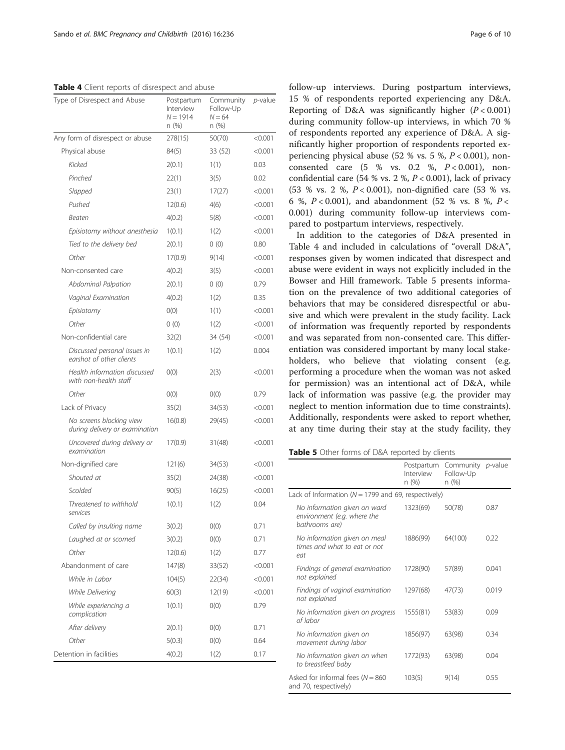**Table 4** Client reports of disrespect and abuse

| Type of Disrespect and Abuse | Postpartum Interview $N = 1914$ n (%) | Community Follow-Up $N = 64$ n (%) | *p*-value |
|---|---|---|---|
| Any form of disrespect or abuse | 278(15) | 50(70) | <0.001 |
| Physical abuse | 84(5) | 33 (52) | <0.001 |
| *Kicked* | 2(0.1) | 1(1) | 0.03 |
| *Pinched* | 22(1) | 3(5) | 0.02 |
| *Slapped* | 23(1) | 17(27) | <0.001 |
| *Pushed* | 12(0.6) | 4(6) | <0.001 |
| *Beaten* | 4(0.2) | 5(8) | <0.001 |
| *Episiotomy without anesthesia* | 1(0.1) | 1(2) | <0.001 |
| *Tied to the delivery bed* | 2(0.1) | 0 (0) | 0.80 |
| *Other* | 17(0.9) | 9(14) | <0.001 |
| Non-consented care | 4(0.2) | 3(5) | <0.001 |
| *Abdominal Palpation* | 2(0.1) | 0 (0) | 0.79 |
| *Vaginal Examination* | 4(0.2) | 1(2) | 0.35 |
| *Episiotomy* | 0(0) | 1(1) | <0.001 |
| *Other* | 0 (0) | 1(2) | <0.001 |
| Non-confidential care | 32(2) | 34 (54) | <0.001 |
| *Discussed personal issues in earshot of other clients* | 1(0.1) | 1(2) | 0.004 |
| *Health information discussed with non-health staff* | 0(0) | 2(3) | <0.001 |
| *Other* | 0(0) | 0(0) | 0.79 |
| Lack of Privacy | 35(2) | 34(53) | <0.001 |
| *No screens blocking view during delivery or examination* | 16(0.8) | 29(45) | <0.001 |
| *Uncovered during delivery or examination* | 17(0.9) | 31(48) | <0.001 |
| Non-dignified care | 121(6) | 34(53) | <0.001 |
| *Shouted at* | 35(2) | 24(38) | <0.001 |
| *Scolded* | 90(5) | 16(25) | <0.001 |
| *Threatened to withhold services* | 1(0.1) | 1(2) | 0.04 |
| *Called by insulting name* | 3(0.2) | 0(0) | 0.71 |
| *Laughed at or scorned* | 3(0.2) | 0(0) | 0.71 |
| *Other* | 12(0.6) | 1(2) | 0.77 |
| Abandonment of care | 147(8) | 33(52) | <0.001 |
| *While in Labor* | 104(5) | 22(34) | <0.001 |
| *While Delivering* | 60(3) | 12(19) | <0.001 |
| *While experiencing a complication* | 1(0.1) | 0(0) | 0.79 |
| *After delivery* | 2(0.1) | 0(0) | 0.71 |
| *Other* | 5(0.3) | 0(0) | 0.64 |
| Detention in facilities | 4(0.2) | 1(2) | 0.17 |

follow-up interviews. During postpartum interviews, 15 % of respondents reported experiencing any D&A. Reporting of D&A was significantly higher ($P < 0.001$) during community follow-up interviews, in which 70 % of respondents reported any experience of D&A. A significantly higher proportion of respondents reported experiencing physical abuse (52 % vs. 5 %, $P < 0.001$), non-consented care (5 % vs. 0.2 %, $P < 0.001$), non-confidential care (54 % vs. 2 %, $P < 0.001$), lack of privacy (53 % vs. 2 %, $P < 0.001$), non-dignified care (53 % vs. 6 %, $P < 0.001$), and abandonment (52 % vs. 8 %, $P < 0.001$) during community follow-up interviews compared to postpartum interviews, respectively.

In addition to the categories of D&A presented in Table 4 and included in calculations of "overall D&A", responses given by women indicated that disrespect and abuse were evident in ways not explicitly included in the Bowser and Hill framework. Table 5 presents information on the prevalence of two additional categories of behaviors that may be considered disrespectful or abusive and which were prevalent in the study facility. Lack of information was frequently reported by respondents and was separated from non-consented care. This differentiation was considered important by many local stakeholders, who believe that violating consent (e.g. performing a procedure when the woman was not asked for permission) was an intentional act of D&A, while lack of information was passive (e.g. the provider may neglect to mention information due to time constraints). Additionally, respondents were asked to report whether, at any time during their stay at the study facility, they

**Table 5** Other forms of D&A reported by clients

| | Postpartum Interview n (%) | Community Follow-Up n (%) | *p*-value |
|---|---|---|---|
| Lack of Information ($N = 1799$ and 69, respectively) | | | |
| *No information given on ward environment (e.g. where the bathrooms are)* | 1323(69) | 50(78) | 0.87 |
| *No information given on meal times and what to eat or not eat* | 1886(99) | 64(100) | 0.22 |
| *Findings of general examination not explained* | 1728(90) | 57(89) | 0.041 |
| *Findings of vaginal examination not explained* | 1297(68) | 47(73) | 0.019 |
| *No information given on progress of labor* | 1555(81) | 53(83) | 0.09 |
| *No information given on movement during labor* | 1856(97) | 63(98) | 0.34 |
| *No information given on when to breastfeed baby* | 1772(93) | 63(98) | 0.04 |
| Asked for informal fees ($N = 860$ and 70, respectively) | 103(5) | 9(14) | 0.55 |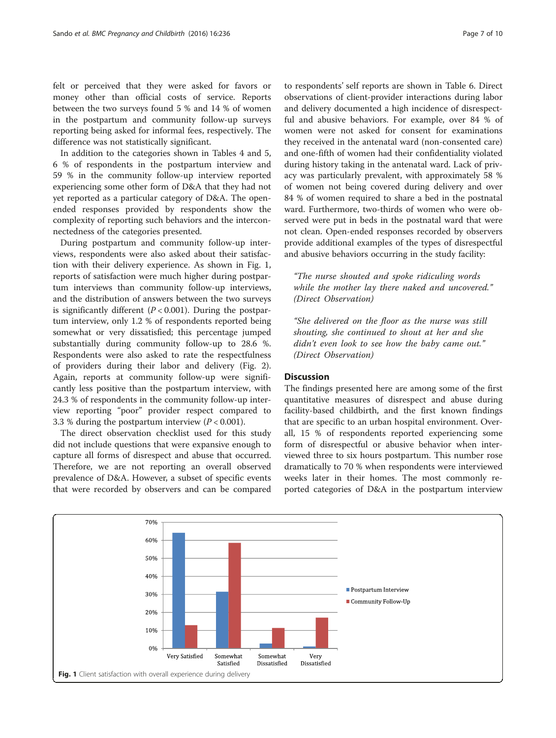felt or perceived that they were asked for favors or money other than official costs of service. Reports between the two surveys found 5 % and 14 % of women in the postpartum and community follow-up surveys reporting being asked for informal fees, respectively. The difference was not statistically significant.

In addition to the categories shown in Tables 4 and 5, 6 % of respondents in the postpartum interview and 59 % in the community follow-up interview reported experiencing some other form of D&A that they had not yet reported as a particular category of D&A. The open-ended responses provided by respondents show the complexity of reporting such behaviors and the interconnectedness of the categories presented.

During postpartum and community follow-up interviews, respondents were also asked about their satisfaction with their delivery experience. As shown in Fig. 1, reports of satisfaction were much higher during postpartum interviews than community follow-up interviews, and the distribution of answers between the two surveys is significantly different ($P < 0.001$). During the postpartum interview, only 1.2 % of respondents reported being somewhat or very dissatisfied; this percentage jumped substantially during community follow-up to 28.6 %. Respondents were also asked to rate the respectfulness of providers during their labor and delivery (Fig. 2). Again, reports at community follow-up were significantly less positive than the postpartum interview, with 24.3 % of respondents in the community follow-up interview reporting "poor" provider respect compared to 3.3 % during the postpartum interview ($P < 0.001$).

The direct observation checklist used for this study did not include questions that were expansive enough to capture all forms of disrespect and abuse that occurred. Therefore, we are not reporting an overall observed prevalence of D&A. However, a subset of specific events that were recorded by observers and can be compared to respondents' self reports are shown in Table 6. Direct observations of client-provider interactions during labor and delivery documented a high incidence of disrespectful and abusive behaviors. For example, over 84 % of women were not asked for consent for examinations they received in the antenatal ward (non-consented care) and one-fifth of women had their confidentiality violated during history taking in the antenatal ward. Lack of privacy was particularly prevalent, with approximately 58 % of women not being covered during delivery and over 84 % of women required to share a bed in the postnatal ward. Furthermore, two-thirds of women who were observed were put in beds in the postnatal ward that were not clean. Open-ended responses recorded by observers provide additional examples of the types of disrespectful and abusive behaviors occurring in the study facility:

> *"The nurse shouted and spoke ridiculing words while the mother lay there naked and uncovered." (Direct Observation)*

> *"She delivered on the floor as the nurse was still shouting, she continued to shout at her and she didn't even look to see how the baby came out." (Direct Observation)*

## Discussion

The findings presented here are among some of the first quantitative measures of disrespect and abuse during facility-based childbirth, and the first known findings that are specific to an urban hospital environment. Overall, 15 % of respondents reported experiencing some form of disrespectful or abusive behavior when interviewed three to six hours postpartum. This number rose dramatically to 70 % when respondents were interviewed weeks later in their homes. The most commonly reported categories of D&A in the postpartum interview

**Fig. 1** Client satisfaction with overall experience during delivery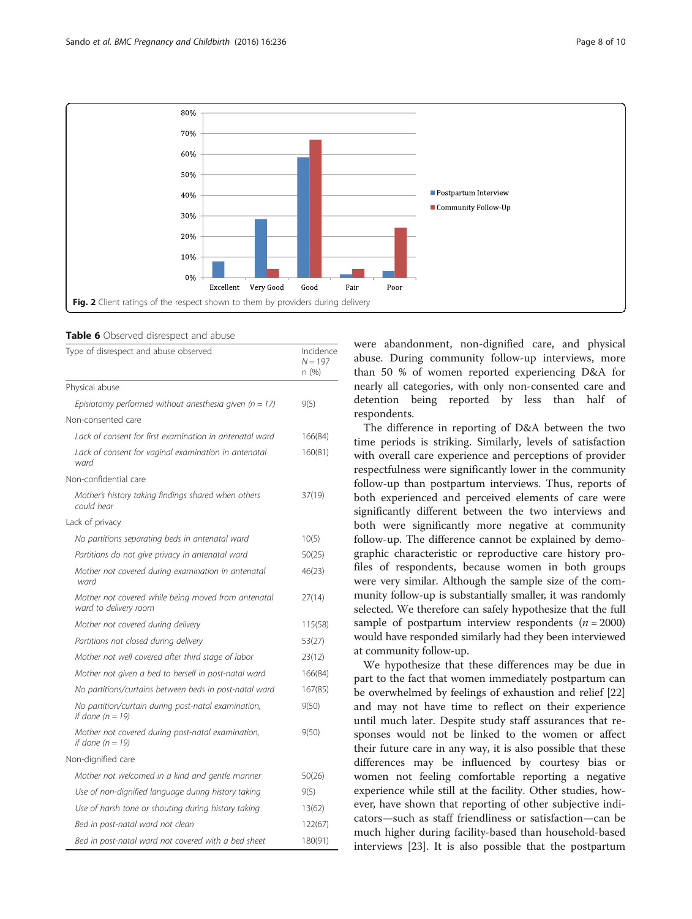Fig. 2 Client ratings of the respect shown to them by providers during delivery

**Table 6** Observed disrespect and abuse

| Type of disrespect and abuse observed | Incidence $N = 197$ n (%) |
|---|---|
| Physical abuse | |
| *Episiotomy performed without anesthesia given (n = 17)* | 9(5) |
| Non-consented care | |
| *Lack of consent for first examination in antenatal ward* | 166(84) |
| *Lack of consent for vaginal examination in antenatal ward* | 160(81) |
| Non-confidential care | |
| *Mother's history taking findings shared when others could hear* | 37(19) |
| Lack of privacy | |
| *No partitions separating beds in antenatal ward* | 10(5) |
| *Partitions do not give privacy in antenatal ward* | 50(25) |
| *Mother not covered during examination in antenatal ward* | 46(23) |
| *Mother not covered while being moved from antenatal ward to delivery room* | 27(14) |
| *Mother not covered during delivery* | 115(58) |
| *Partitions not closed during delivery* | 53(27) |
| *Mother not well covered after third stage of labor* | 23(12) |
| *Mother not given a bed to herself in post-natal ward* | 166(84) |
| *No partitions/curtains between beds in post-natal ward* | 167(85) |
| *No partition/curtain during post-natal examination, if done (n = 19)* | 9(50) |
| *Mother not covered during post-natal examination, if done (n = 19)* | 9(50) |
| Non-dignified care | |
| *Mother not welcomed in a kind and gentle manner* | 50(26) |
| *Use of non-dignified language during history taking* | 9(5) |
| *Use of harsh tone or shouting during history taking* | 13(62) |
| *Bed in post-natal ward not clean* | 122(67) |
| *Bed in post-natal ward not covered with a bed sheet* | 180(91) |

were abandonment, non-dignified care, and physical abuse. During community follow-up interviews, more than 50 % of women reported experiencing D&A for nearly all categories, with only non-consented care and detention being reported by less than half of respondents.

The difference in reporting of D&A between the two time periods is striking. Similarly, levels of satisfaction with overall care experience and perceptions of provider respectfulness were significantly lower in the community follow-up than postpartum interviews. Thus, reports of both experienced and perceived elements of care were significantly different between the two interviews and both were significantly more negative at community follow-up. The difference cannot be explained by demographic characteristic or reproductive care history profiles of respondents, because women in both groups were very similar. Although the sample size of the community follow-up is substantially smaller, it was randomly selected. We therefore can safely hypothesize that the full sample of postpartum interview respondents ($n = 2000$) would have responded similarly had they been interviewed at community follow-up.

We hypothesize that these differences may be due in part to the fact that women immediately postpartum can be overwhelmed by feelings of exhaustion and relief [22] and may not have time to reflect on their experience until much later. Despite study staff assurances that responses would not be linked to the women or affect their future care in any way, it is also possible that these differences may be influenced by courtesy bias or women not feeling comfortable reporting a negative experience while still at the facility. Other studies, however, have shown that reporting of other subjective indicators—such as staff friendliness or satisfaction—can be much higher during facility-based than household-based interviews [23]. It is also possible that the postpartum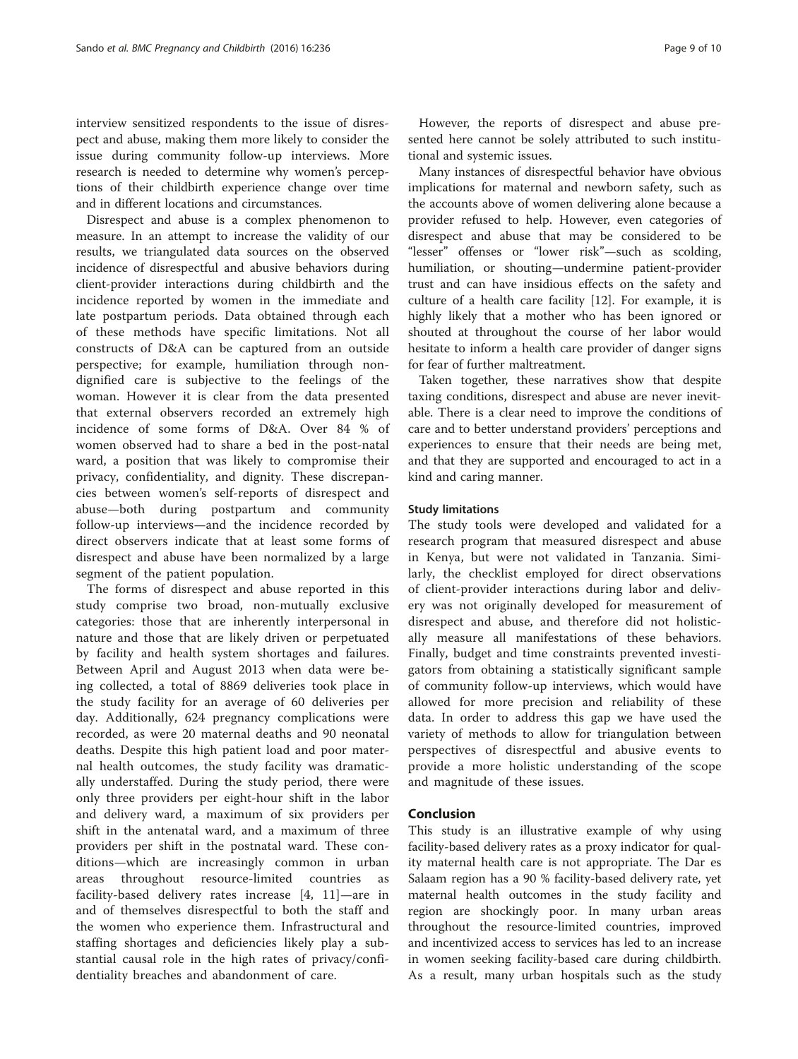interview sensitized respondents to the issue of disrespect and abuse, making them more likely to consider the issue during community follow-up interviews. More research is needed to determine why women's perceptions of their childbirth experience change over time and in different locations and circumstances.

Disrespect and abuse is a complex phenomenon to measure. In an attempt to increase the validity of our results, we triangulated data sources on the observed incidence of disrespectful and abusive behaviors during client-provider interactions during childbirth and the incidence reported by women in the immediate and late postpartum periods. Data obtained through each of these methods have specific limitations. Not all constructs of D&A can be captured from an outside perspective; for example, humiliation through non-dignified care is subjective to the feelings of the woman. However it is clear from the data presented that external observers recorded an extremely high incidence of some forms of D&A. Over 84 % of women observed had to share a bed in the post-natal ward, a position that was likely to compromise their privacy, confidentiality, and dignity. These discrepancies between women's self-reports of disrespect and abuse—both during postpartum and community follow-up interviews—and the incidence recorded by direct observers indicate that at least some forms of disrespect and abuse have been normalized by a large segment of the patient population.

The forms of disrespect and abuse reported in this study comprise two broad, non-mutually exclusive categories: those that are inherently interpersonal in nature and those that are likely driven or perpetuated by facility and health system shortages and failures. Between April and August 2013 when data were being collected, a total of 8869 deliveries took place in the study facility for an average of 60 deliveries per day. Additionally, 624 pregnancy complications were recorded, as were 20 maternal deaths and 90 neonatal deaths. Despite this high patient load and poor maternal health outcomes, the study facility was dramatically understaffed. During the study period, there were only three providers per eight-hour shift in the labor and delivery ward, a maximum of six providers per shift in the antenatal ward, and a maximum of three providers per shift in the postnatal ward. These conditions—which are increasingly common in urban areas throughout resource-limited countries as facility-based delivery rates increase [4, 11]—are in and of themselves disrespectful to both the staff and the women who experience them. Infrastructural and staffing shortages and deficiencies likely play a substantial causal role in the high rates of privacy/confidentiality breaches and abandonment of care.

However, the reports of disrespect and abuse presented here cannot be solely attributed to such institutional and systemic issues.

Many instances of disrespectful behavior have obvious implications for maternal and newborn safety, such as the accounts above of women delivering alone because a provider refused to help. However, even categories of disrespect and abuse that may be considered to be "lesser" offenses or "lower risk"—such as scolding, humiliation, or shouting—undermine patient-provider trust and can have insidious effects on the safety and culture of a health care facility [12]. For example, it is highly likely that a mother who has been ignored or shouted at throughout the course of her labor would hesitate to inform a health care provider of danger signs for fear of further maltreatment.

Taken together, these narratives show that despite taxing conditions, disrespect and abuse are never inevitable. There is a clear need to improve the conditions of care and to better understand providers' perceptions and experiences to ensure that their needs are being met, and that they are supported and encouraged to act in a kind and caring manner.

### Study limitations

The study tools were developed and validated for a research program that measured disrespect and abuse in Kenya, but were not validated in Tanzania. Similarly, the checklist employed for direct observations of client-provider interactions during labor and delivery was not originally developed for measurement of disrespect and abuse, and therefore did not holistically measure all manifestations of these behaviors. Finally, budget and time constraints prevented investigators from obtaining a statistically significant sample of community follow-up interviews, which would have allowed for more precision and reliability of these data. In order to address this gap we have used the variety of methods to allow for triangulation between perspectives of disrespectful and abusive events to provide a more holistic understanding of the scope and magnitude of these issues.

## Conclusion

This study is an illustrative example of why using facility-based delivery rates as a proxy indicator for quality maternal health care is not appropriate. The Dar es Salaam region has a 90 % facility-based delivery rate, yet maternal health outcomes in the study facility and region are shockingly poor. In many urban areas throughout the resource-limited countries, improved and incentivized access to services has led to an increase in women seeking facility-based care during childbirth. As a result, many urban hospitals such as the study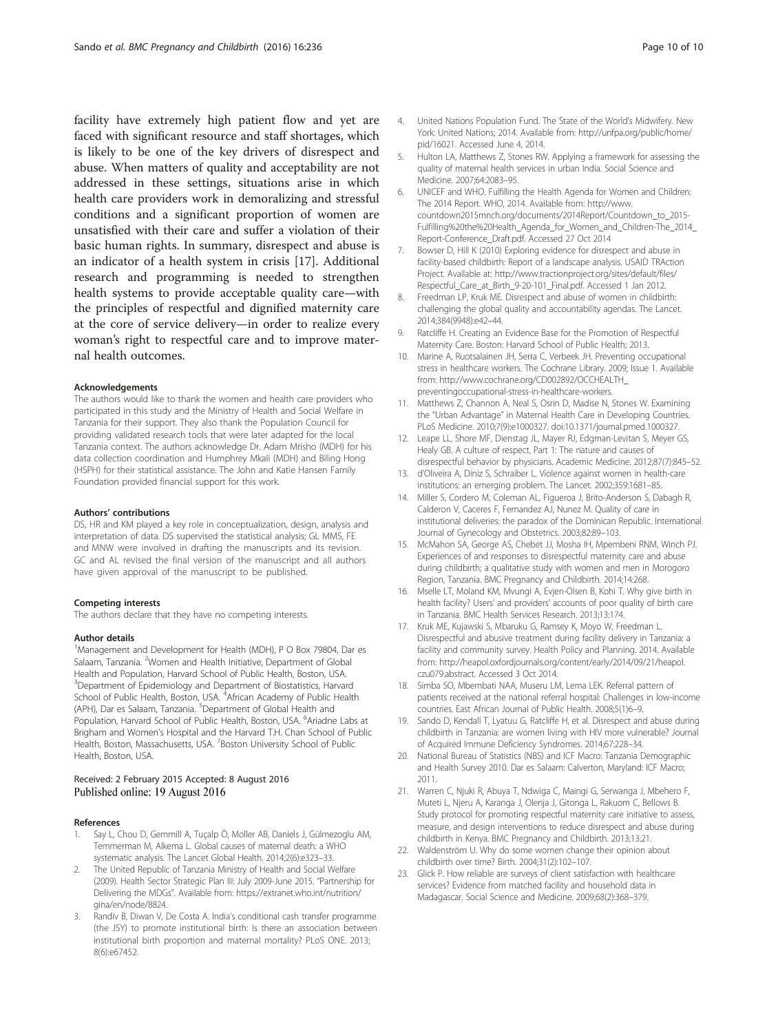facility have extremely high patient flow and yet are faced with significant resource and staff shortages, which is likely to be one of the key drivers of disrespect and abuse. When matters of quality and acceptability are not addressed in these settings, situations arise in which health care providers work in demoralizing and stressful conditions and a significant proportion of women are unsatisfied with their care and suffer a violation of their basic human rights. In summary, disrespect and abuse is an indicator of a health system in crisis [17]. Additional research and programming is needed to strengthen health systems to provide acceptable quality care—with the principles of respectful and dignified maternity care at the core of service delivery—in order to realize every woman's right to respectful care and to improve maternal health outcomes.

#### Acknowledgements

The authors would like to thank the women and health care providers who participated in this study and the Ministry of Health and Social Welfare in Tanzania for their support. They also thank the Population Council for providing validated research tools that were later adapted for the local Tanzania context. The authors acknowledge Dr. Adam Mrisho (MDH) for his data collection coordination and Humphrey Mkali (MDH) and Biling Hong (HSPH) for their statistical assistance. The John and Katie Hansen Family Foundation provided financial support for this work.

#### Authors' contributions

DS, HR and KM played a key role in conceptualization, design, analysis and interpretation of data. DS supervised the statistical analysis; GL MMS, FE and MNW were involved in drafting the manuscripts and its revision. GC and AL revised the final version of the manuscript and all authors have given approval of the manuscript to be published.

#### Competing interests

The authors declare that they have no competing interests.

#### Author details

[1]Management and Development for Health (MDH), P O Box 79804, Dar es Salaam, Tanzania. [2]Women and Health Initiative, Department of Global Health and Population, Harvard School of Public Health, Boston, USA. [3]Department of Epidemiology and Department of Biostatistics, Harvard School of Public Health, Boston, USA. [4]African Academy of Public Health (APH), Dar es Salaam, Tanzania. [5]Department of Global Health and Population, Harvard School of Public Health, Boston, USA. [6]Ariadne Labs at Brigham and Women's Hospital and the Harvard T.H. Chan School of Public Health, Boston, Massachusetts, USA. [7]Boston University School of Public Health, Boston, USA.

Received: 2 February 2015 Accepted: 8 August 2016
Published online: 19 August 2016

#### References

1. Say L, Chou D, Gemmill A, Tuçalp Ö, Moller AB, Daniels J, Gülmezoglu AM, Temmerman M, Alkema L. Global causes of maternal death: a WHO systematic analysis. The Lancet Global Health. 2014;2(6):e323–33.
2. The United Republic of Tanzania Ministry of Health and Social Welfare (2009). Health Sector Strategic Plan III: July 2009-June 2015. "Partnership for Delivering the MDGs". Available from: https://extranet.who.int/nutrition/gina/en/node/8824.
3. Randiv B, Diwan V, De Costa A. India's conditional cash transfer programme (the JSY) to promote institutional birth: Is there an association between institutional birth proportion and maternal mortality? PLoS ONE. 2013; 8(6):e67452.
4. United Nations Population Fund. The State of the World's Midwifery. New York: United Nations; 2014. Available from: http://unfpa.org/public/home/pid/16021. Accessed June 4, 2014.
5. Hulton LA, Matthews Z, Stones RW. Applying a framework for assessing the quality of maternal health services in urban India. Social Science and Medicine. 2007;64:2083–95.
6. UNICEF and WHO. Fulfilling the Health Agenda for Women and Children: The 2014 Report. WHO, 2014. Available from: http://www.countdown2015mnch.org/documents/2014Report/Countdown_to_2015-Fulfilling%20the%20Health_Agenda_for_Women_and_Children-The_2014_Report-Conference_Draft.pdf. Accessed 27 Oct 2014
7. Bowser D, Hill K (2010) Exploring evidence for disrespect and abuse in facility-based childbirth: Report of a landscape analysis. USAID TRAction Project. Available at: http://www.tractionproject.org/sites/default/files/Respectful_Care_at_Birth_9-20-101_Final.pdf. Accessed 1 Jan 2012.
8. Freedman LP, Kruk ME. Disrespect and abuse of women in childbirth: challenging the global quality and accountability agendas. The Lancet. 2014;384(9948):e42–44.
9. Ratcliffe H. Creating an Evidence Base for the Promotion of Respectful Maternity Care. Boston: Harvard School of Public Health; 2013.
10. Marine A, Ruotsalainen JH, Serra C, Verbeek JH. Preventing occupational stress in healthcare workers. The Cochrane Library. 2009; Issue 1. Available from: http://www.cochrane.org/CD002892/OCCHEALTH_preventingoccupational-stress-in-healthcare-workers.
11. Matthews Z, Channon A, Neal S, Osrin D, Madise N, Stones W. Examining the "Urban Advantage" in Maternal Health Care in Developing Countries. PLoS Medicine. 2010;7(9):e1000327. doi:10.1371/journal.pmed.1000327.
12. Leape LL, Shore MF, Dienstag JL, Mayer RJ, Edgman-Levitan S, Meyer GS, Healy GB. A culture of respect, Part 1: The nature and causes of disrespectful behavior by physicians. Academic Medicine. 2012;87(7):845–52.
13. d'Oliveira A, Diniz S, Schraiber L. Violence against women in health-care institutions: an emerging problem. The Lancet. 2002;359:1681–85.
14. Miller S, Cordero M, Coleman AL, Figueroa J, Brito-Anderson S, Dabagh R, Calderon V, Caceres F, Fernandez AJ, Nunez M. Quality of care in institutional deliveries: the paradox of the Dominican Republic. International Journal of Gynecology and Obstetrics. 2003;82:89–103.
15. McMahon SA, George AS, Chebet JJ, Mosha IH, Mpembeni RNM, Winch PJ. Experiences of and responses to disrespectful maternity care and abuse during childbirth; a qualitative study with women and men in Morogoro Region, Tanzania. BMC Pregnancy and Childbirth. 2014;14:268.
16. Mselle LT, Moland KM, Mvungi A, Evjen-Olsen B, Kohi T. Why give birth in health facility? Users' and providers' accounts of poor quality of birth care in Tanzania. BMC Health Services Research. 2013;13:174.
17. Kruk ME, Kujawski S, Mbaruku G, Ramsey K, Moyo W, Freedman L. Disrespectful and abusive treatment during facility delivery in Tanzania: a facility and community survey. Health Policy and Planning. 2014. Available from: http://heapol.oxfordjournals.org/content/early/2014/09/21/heapol.czu079.abstract. Accessed 3 Oct 2014.
18. Simba SO, Mbembati NAA, Museru LM, Lema LEK. Referral pattern of patients received at the national referral hospital: Challenges in low-income countries. East African Journal of Public Health. 2008;5(1)6–9.
19. Sando D, Kendall T, Lyatuu G, Ratcliffe H, et al. Disrespect and abuse during childbirth in Tanzania: are women living with HIV more vulnerable? Journal of Acquired Immune Deficiency Syndromes. 2014;67:228–34.
20. National Bureau of Statistics (NBS) and ICF Macro: Tanzania Demographic and Health Survey 2010. Dar es Salaam: Calverton, Maryland: ICF Macro; 2011.
21. Warren C, Njuki R, Abuya T, Ndwiga C, Maingi G, Serwanga J, Mbehero F, Muteti L, Njeru A, Karanga J, Olenja J, Gitonga L, Rakuom C, Bellows B. Study protocol for promoting respectful maternity care initiative to assess, measure, and design interventions to reduce disrespect and abuse during childbirth in Kenya. BMC Pregnancy and Childbirth. 2013;13:21.
22. Waldenström U. Why do some women change their opinion about childbirth over time? Birth. 2004;31(2):102–107.
23. Glick P. How reliable are surveys of client satisfaction with healthcare services? Evidence from matched facility and household data in Madagascar. Social Science and Medicine. 2009;68(2):368–379.